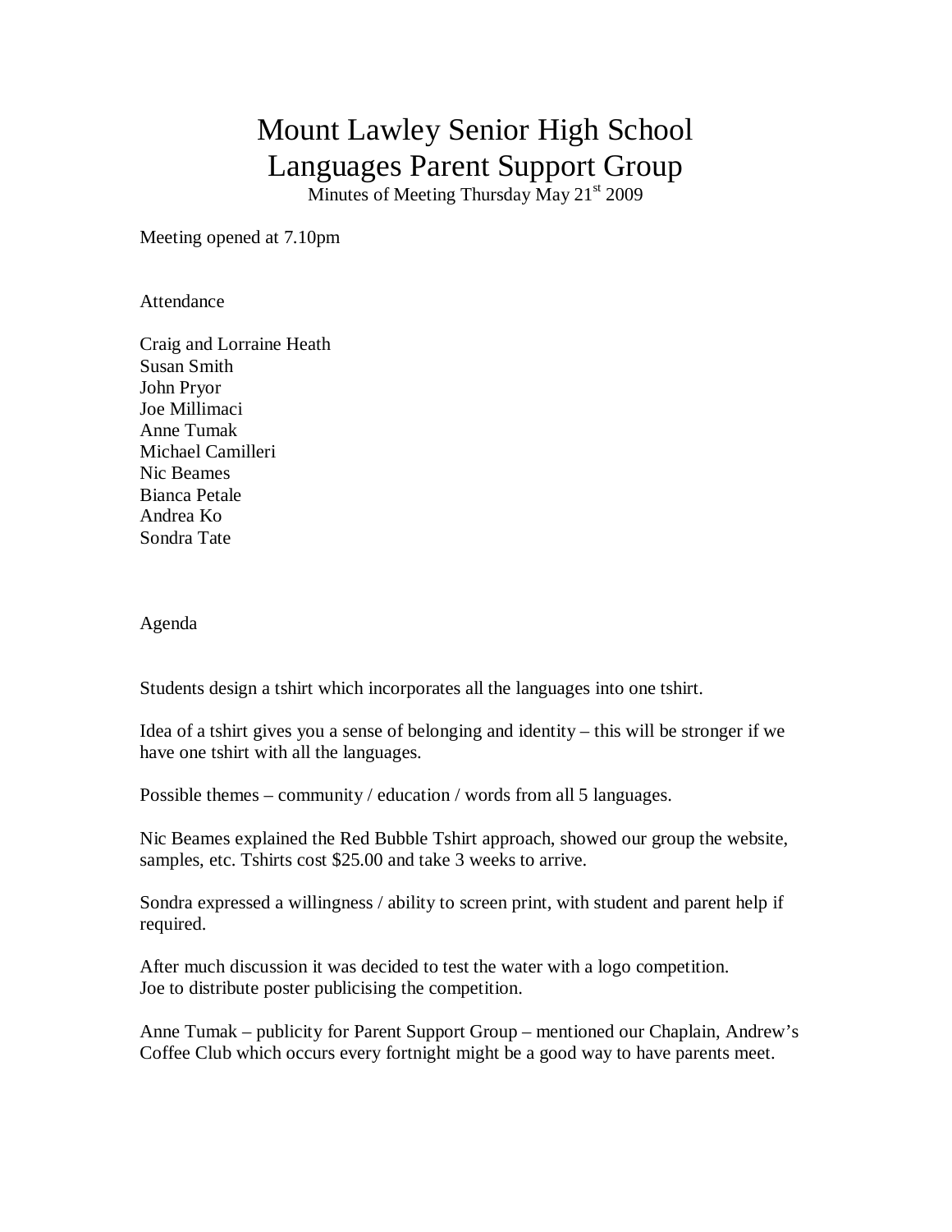# Mount Lawley Senior High School
# Languages Parent Support Group

Minutes of Meeting Thursday May 21st 2009

Meeting opened at 7.10pm

Attendance

Craig and Lorraine Heath
Susan Smith
John Pryor
Joe Millimaci
Anne Tumak
Michael Camilleri
Nic Beames
Bianca Petale
Andrea Ko
Sondra Tate

Agenda

Students design a tshirt which incorporates all the languages into one tshirt.

Idea of a tshirt gives you a sense of belonging and identity – this will be stronger if we have one tshirt with all the languages.

Possible themes – community / education / words from all 5 languages.

Nic Beames explained the Red Bubble Tshirt approach, showed our group the website, samples, etc. Tshirts cost $25.00 and take 3 weeks to arrive.

Sondra expressed a willingness / ability to screen print, with student and parent help if required.

After much discussion it was decided to test the water with a logo competition.
Joe to distribute poster publicising the competition.

Anne Tumak – publicity for Parent Support Group – mentioned our Chaplain, Andrew's Coffee Club which occurs every fortnight might be a good way to have parents meet.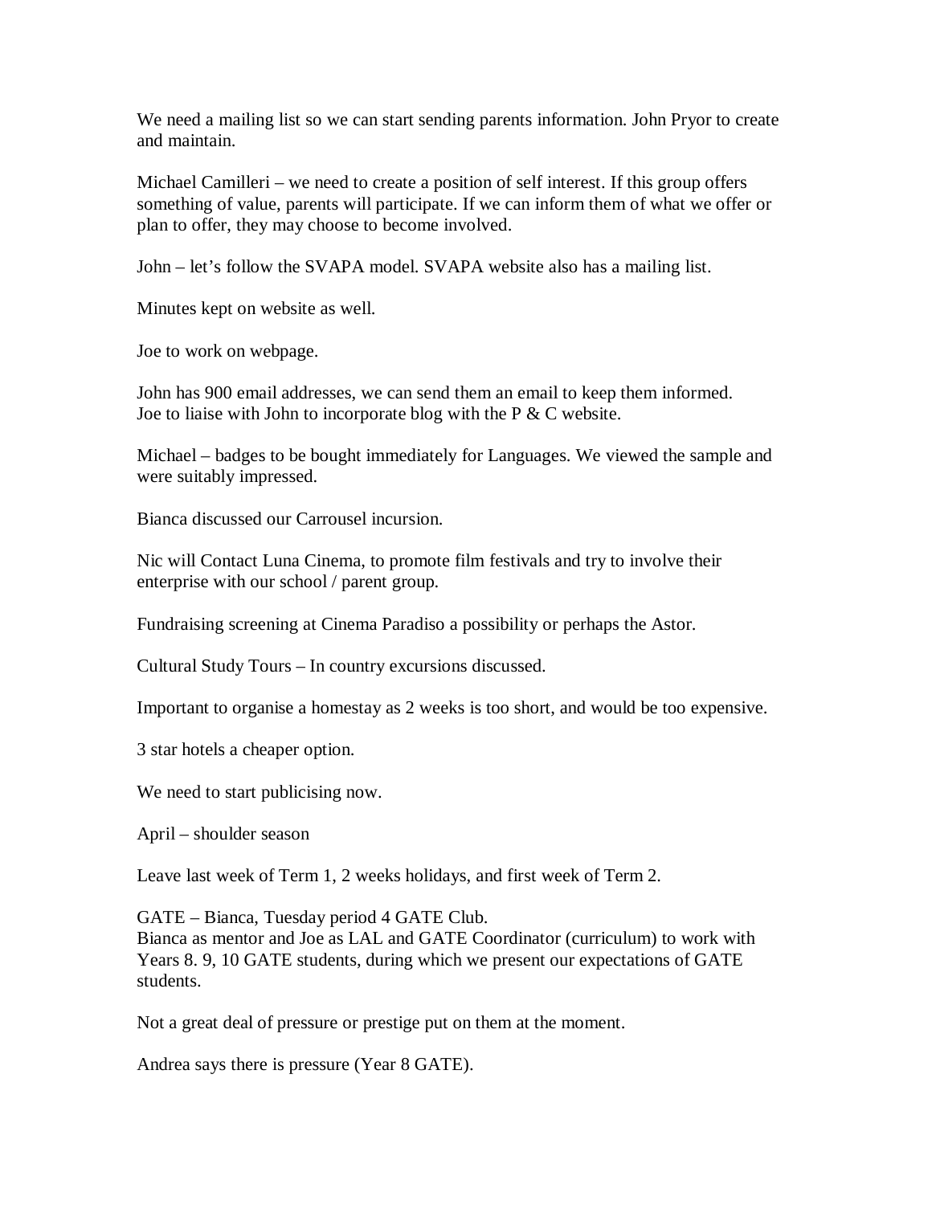We need a mailing list so we can start sending parents information. John Pryor to create and maintain.

Michael Camilleri – we need to create a position of self interest. If this group offers something of value, parents will participate. If we can inform them of what we offer or plan to offer, they may choose to become involved.

John – let's follow the SVAPA model. SVAPA website also has a mailing list.

Minutes kept on website as well.

Joe to work on webpage.

John has 900 email addresses, we can send them an email to keep them informed.
Joe to liaise with John to incorporate blog with the P & C website.

Michael – badges to be bought immediately for Languages. We viewed the sample and were suitably impressed.

Bianca discussed our Carrousel incursion.

Nic will Contact Luna Cinema, to promote film festivals and try to involve their enterprise with our school / parent group.

Fundraising screening at Cinema Paradiso a possibility or perhaps the Astor.

Cultural Study Tours – In country excursions discussed.

Important to organise a homestay as 2 weeks is too short, and would be too expensive.

3 star hotels a cheaper option.

We need to start publicising now.

April – shoulder season

Leave last week of Term 1, 2 weeks holidays, and first week of Term 2.

GATE – Bianca, Tuesday period 4 GATE Club.
Bianca as mentor and Joe as LAL and GATE Coordinator (curriculum) to work with Years 8. 9, 10 GATE students, during which we present our expectations of GATE students.

Not a great deal of pressure or prestige put on them at the moment.

Andrea says there is pressure (Year 8 GATE).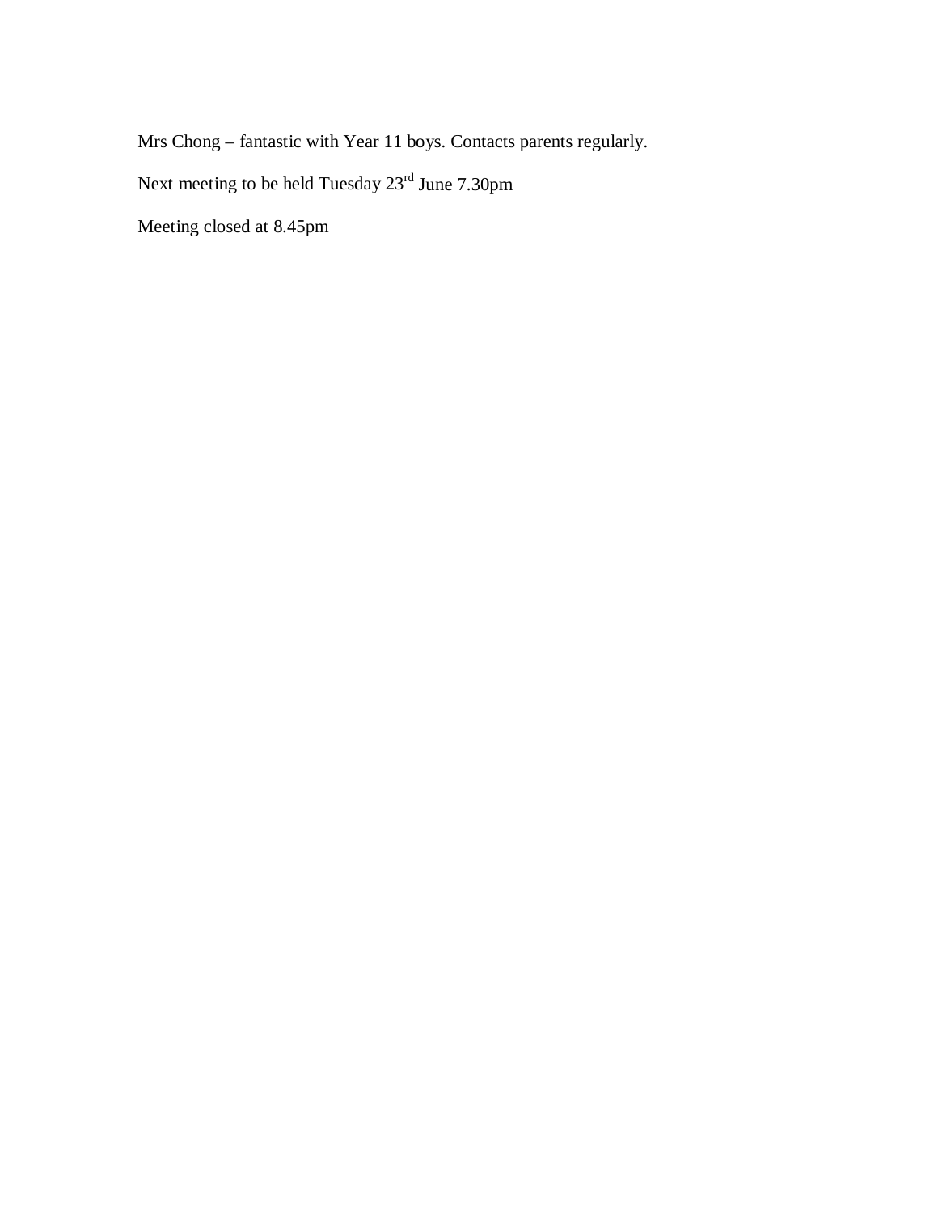Mrs Chong – fantastic with Year 11 boys. Contacts parents regularly.

Next meeting to be held Tuesday 23rd June 7.30pm

Meeting closed at 8.45pm